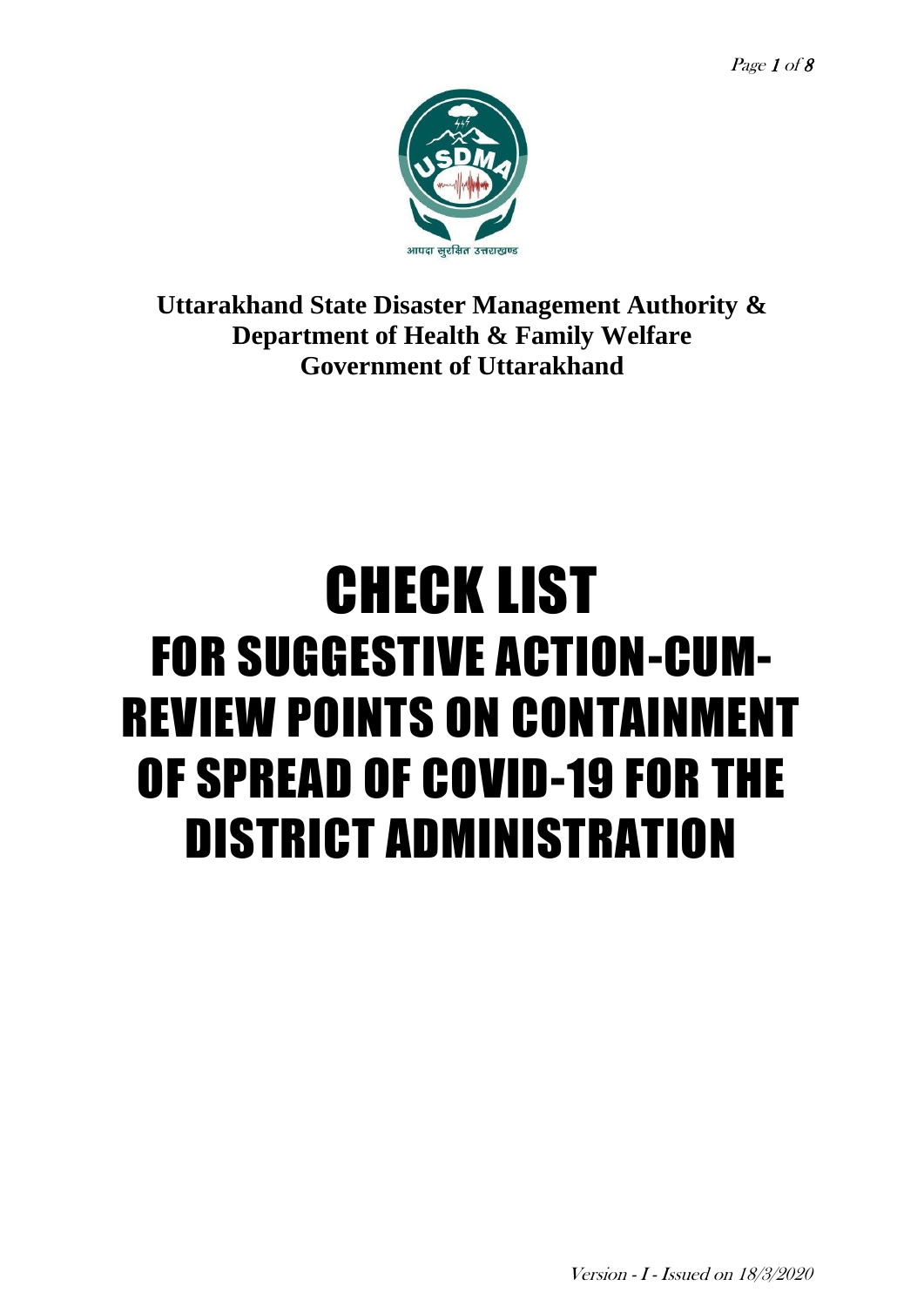**Uttarakhand State Disaster Management Authority &**
**Department of Health & Family Welfare**
**Government of Uttarakhand**

# CHECK LIST

## FOR SUGGESTIVE ACTION-CUM-REVIEW POINTS ON CONTAINMENT OF SPREAD OF COVID-19 FOR THE DISTRICT ADMINISTRATION

*Version - I - Issued on 18/3/2020*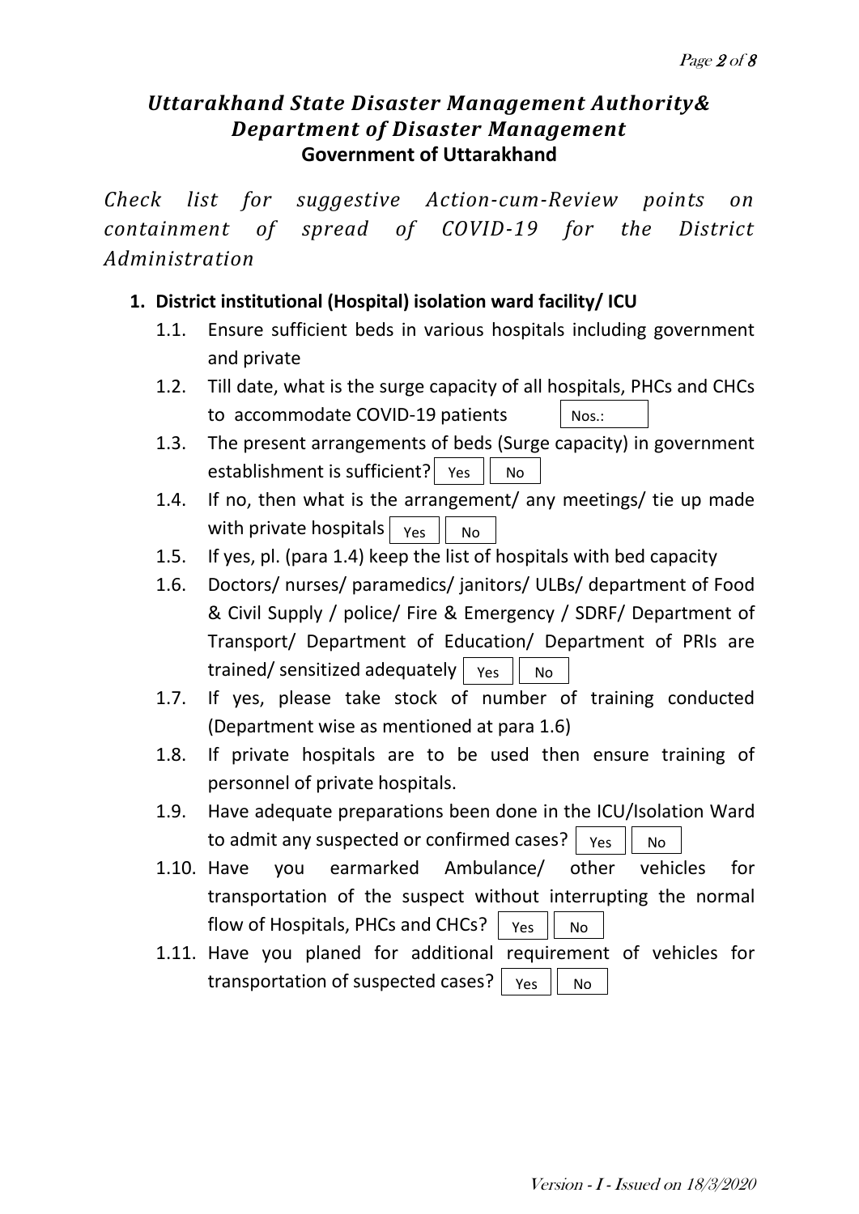## *Uttarakhand State Disaster Management Authority& Department of Disaster Management*
### Government of Uttarakhand

*Check list for suggestive Action-cum-Review points on containment of spread of COVID-19 for the District Administration*

1. **District institutional (Hospital) isolation ward facility/ ICU**
   - 1.1. Ensure sufficient beds in various hospitals including government and private
   - 1.2. Till date, what is the surge capacity of all hospitals, PHCs and CHCs to accommodate COVID-19 patients [ Nos.: ]
   - 1.3. The present arrangements of beds (Surge capacity) in government establishment is sufficient? [ Yes ] [ No ]
   - 1.4. If no, then what is the arrangement/ any meetings/ tie up made with private hospitals [ Yes ] [ No ]
   - 1.5. If yes, pl. (para 1.4) keep the list of hospitals with bed capacity
   - 1.6. Doctors/ nurses/ paramedics/ janitors/ ULBs/ department of Food & Civil Supply / police/ Fire & Emergency / SDRF/ Department of Transport/ Department of Education/ Department of PRIs are trained/ sensitized adequately [ Yes ] [ No ]
   - 1.7. If yes, please take stock of number of training conducted (Department wise as mentioned at para 1.6)
   - 1.8. If private hospitals are to be used then ensure training of personnel of private hospitals.
   - 1.9. Have adequate preparations been done in the ICU/Isolation Ward to admit any suspected or confirmed cases? [ Yes ] [ No ]
   - 1.10. Have you earmarked Ambulance/ other vehicles for transportation of the suspect without interrupting the normal flow of Hospitals, PHCs and CHCs? [ Yes ] [ No ]
   - 1.11. Have you planed for additional requirement of vehicles for transportation of suspected cases? [ Yes ] [ No ]

Version - I - Issued on 18/3/2020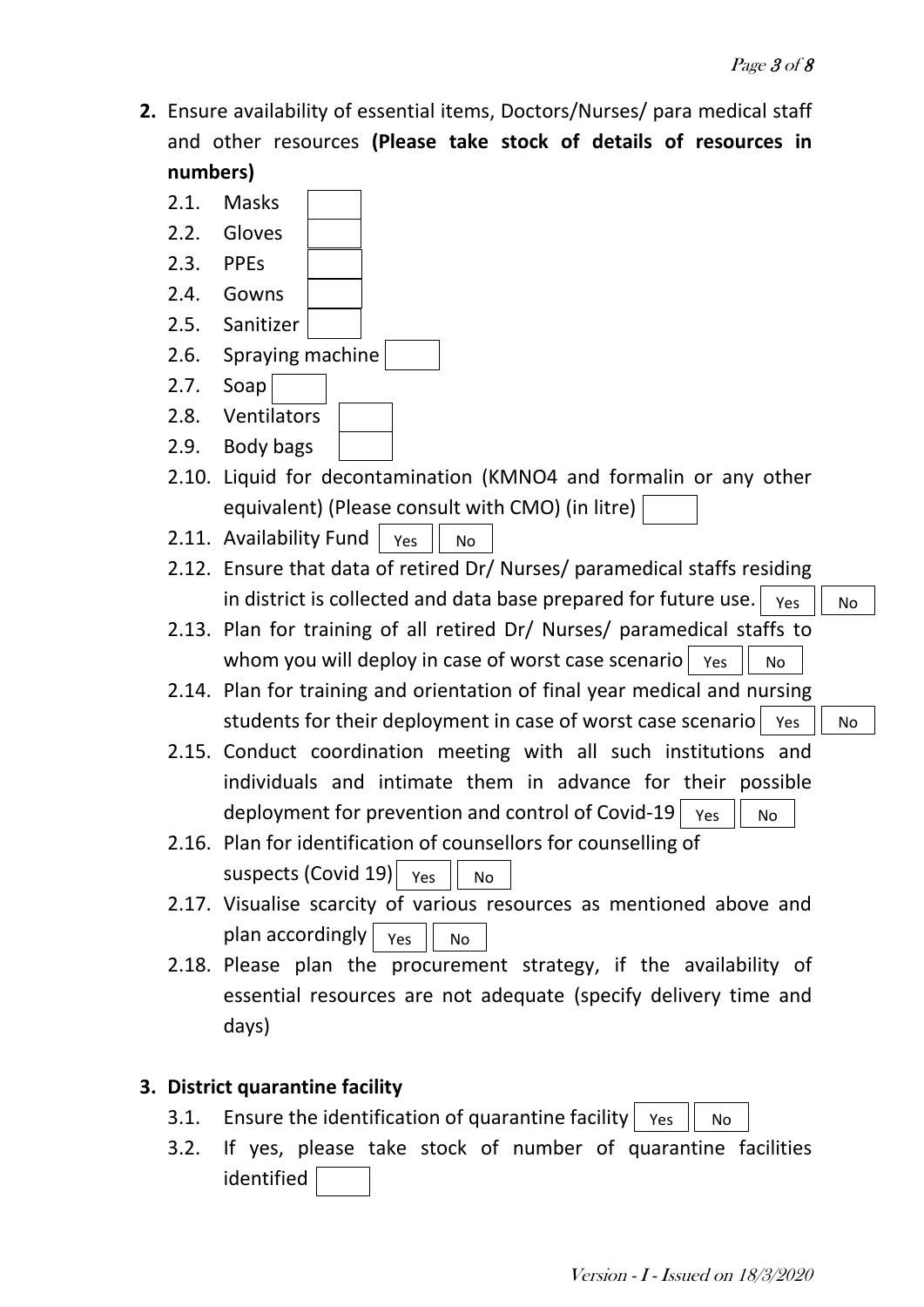**2.** Ensure availability of essential items, Doctors/Nurses/ para medical staff and other resources **(Please take stock of details of resources in numbers)**

- 2.1. Masks [ ]
- 2.2. Gloves [ ]
- 2.3. PPEs [ ]
- 2.4. Gowns [ ]
- 2.5. Sanitizer [ ]
- 2.6. Spraying machine [ ]
- 2.7. Soap [ ]
- 2.8. Ventilators [ ]
- 2.9. Body bags [ ]
- 2.10. Liquid for decontamination (KMNO4 and formalin or any other equivalent) (Please consult with CMO) (in litre) [ ]
- 2.11. Availability Fund [Yes] [No]
- 2.12. Ensure that data of retired Dr/ Nurses/ paramedical staffs residing in district is collected and data base prepared for future use. [Yes] [No]
- 2.13. Plan for training of all retired Dr/ Nurses/ paramedical staffs to whom you will deploy in case of worst case scenario [Yes] [No]
- 2.14. Plan for training and orientation of final year medical and nursing students for their deployment in case of worst case scenario [Yes] [No]
- 2.15. Conduct coordination meeting with all such institutions and individuals and intimate them in advance for their possible deployment for prevention and control of Covid-19 [Yes] [No]
- 2.16. Plan for identification of counsellors for counselling of suspects (Covid 19) [Yes] [No]
- 2.17. Visualise scarcity of various resources as mentioned above and plan accordingly [Yes] [No]
- 2.18. Please plan the procurement strategy, if the availability of essential resources are not adequate (specify delivery time and days)

**3. District quarantine facility**

- 3.1. Ensure the identification of quarantine facility [Yes] [No]
- 3.2. If yes, please take stock of number of quarantine facilities identified [ ]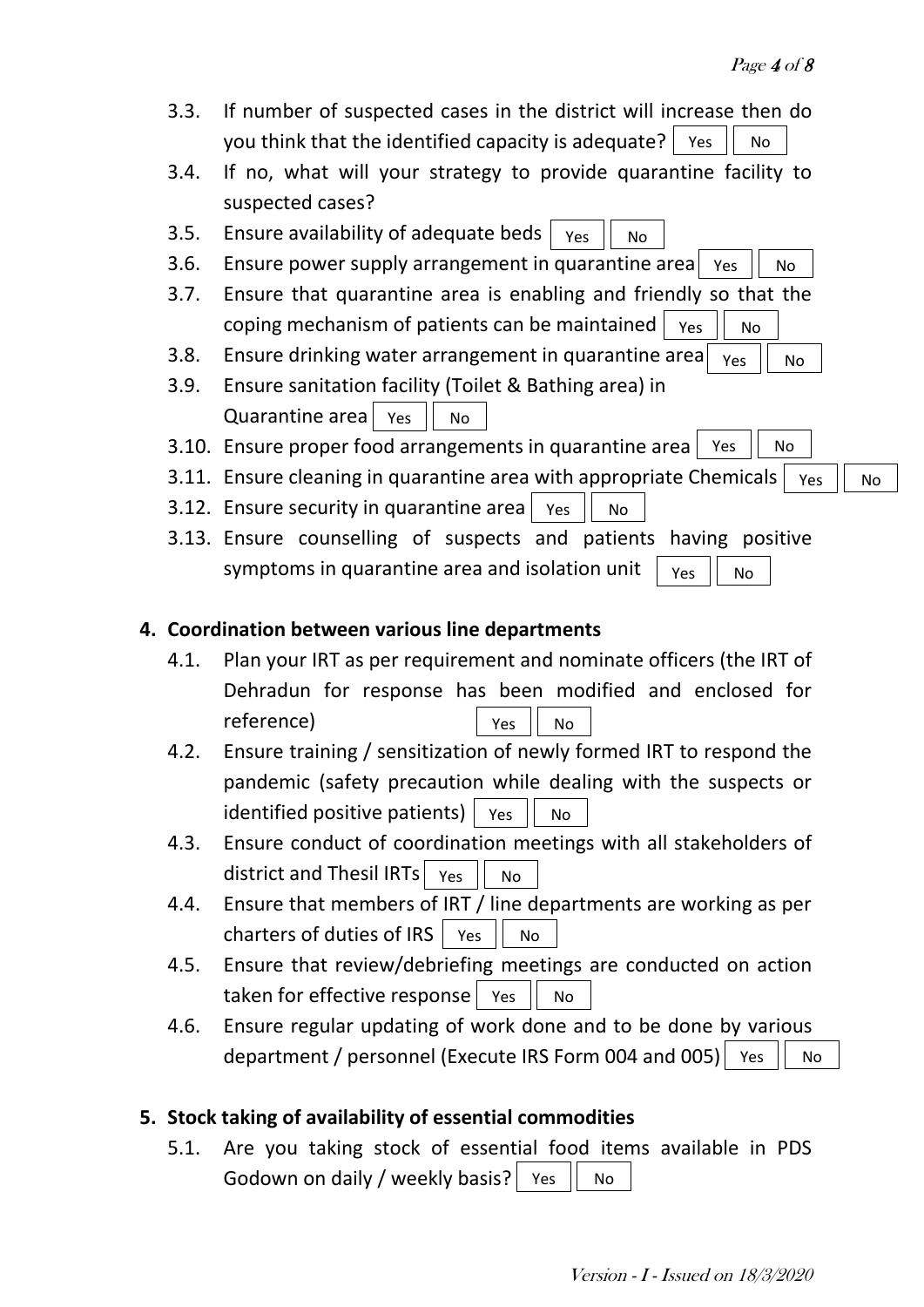3.3. If number of suspected cases in the district will increase then do you think that the identified capacity is adequate? Yes No

3.4. If no, what will your strategy to provide quarantine facility to suspected cases?

3.5. Ensure availability of adequate beds Yes No

3.6. Ensure power supply arrangement in quarantine area Yes No

3.7. Ensure that quarantine area is enabling and friendly so that the coping mechanism of patients can be maintained Yes No

3.8. Ensure drinking water arrangement in quarantine area Yes No

3.9. Ensure sanitation facility (Toilet & Bathing area) in Quarantine area Yes No

3.10. Ensure proper food arrangements in quarantine area Yes No

3.11. Ensure cleaning in quarantine area with appropriate Chemicals Yes No

3.12. Ensure security in quarantine area Yes No

3.13. Ensure counselling of suspects and patients having positive symptoms in quarantine area and isolation unit Yes No

**4. Coordination between various line departments**

4.1. Plan your IRT as per requirement and nominate officers (the IRT of Dehradun for response has been modified and enclosed for reference) Yes No

4.2. Ensure training / sensitization of newly formed IRT to respond the pandemic (safety precaution while dealing with the suspects or identified positive patients) Yes No

4.3. Ensure conduct of coordination meetings with all stakeholders of district and Thesil IRTs Yes No

4.4. Ensure that members of IRT / line departments are working as per charters of duties of IRS Yes No

4.5. Ensure that review/debriefing meetings are conducted on action taken for effective response Yes No

4.6. Ensure regular updating of work done and to be done by various department / personnel (Execute IRS Form 004 and 005) Yes No

**5. Stock taking of availability of essential commodities**

5.1. Are you taking stock of essential food items available in PDS Godown on daily / weekly basis? Yes No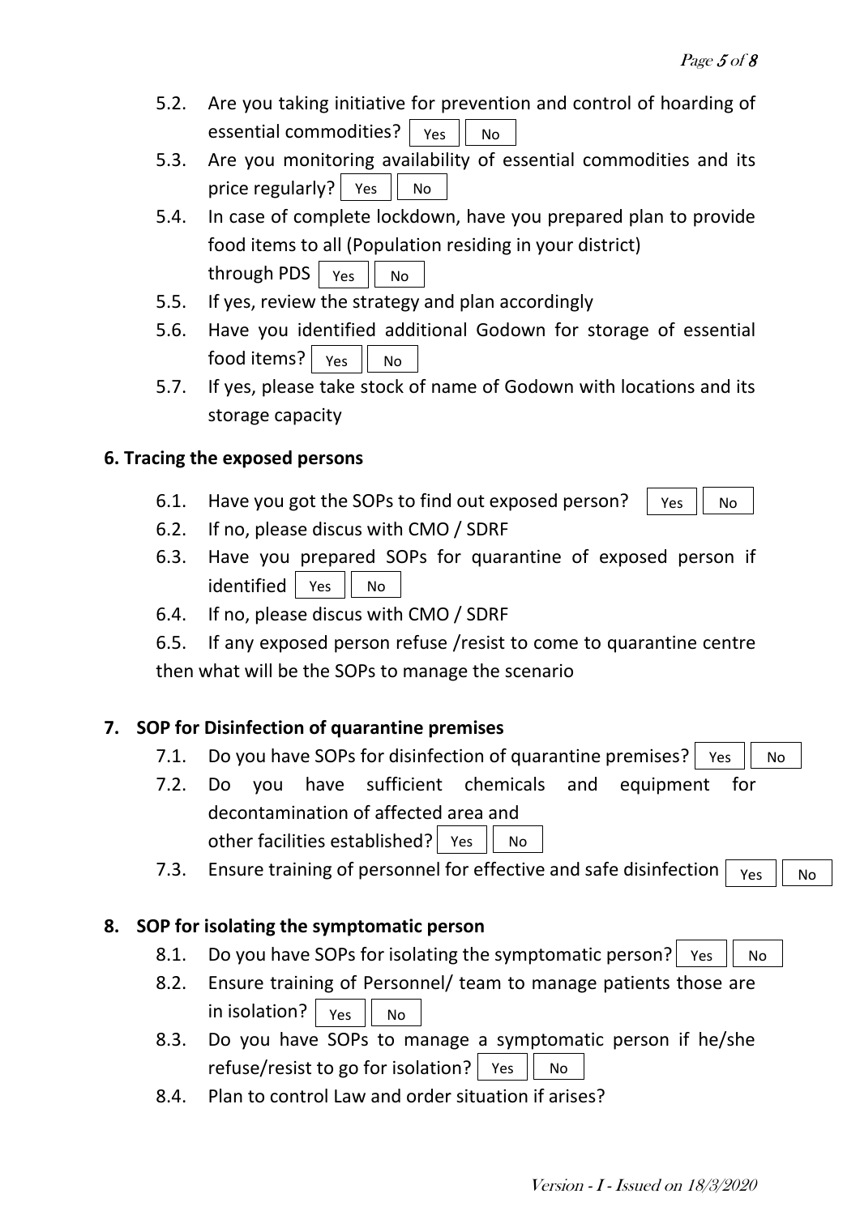5.2. Are you taking initiative for prevention and control of hoarding of essential commodities? Yes No

5.3. Are you monitoring availability of essential commodities and its price regularly? Yes No

5.4. In case of complete lockdown, have you prepared plan to provide food items to all (Population residing in your district) through PDS Yes No

5.5. If yes, review the strategy and plan accordingly

5.6. Have you identified additional Godown for storage of essential food items? Yes No

5.7. If yes, please take stock of name of Godown with locations and its storage capacity

## 6. Tracing the exposed persons

6.1. Have you got the SOPs to find out exposed person? Yes No

6.2. If no, please discus with CMO / SDRF

6.3. Have you prepared SOPs for quarantine of exposed person if identified Yes No

6.4. If no, please discus with CMO / SDRF

6.5. If any exposed person refuse /resist to come to quarantine centre then what will be the SOPs to manage the scenario

## 7. SOP for Disinfection of quarantine premises

7.1. Do you have SOPs for disinfection of quarantine premises? Yes No

7.2. Do you have sufficient chemicals and equipment for decontamination of affected area and other facilities established? Yes No

7.3. Ensure training of personnel for effective and safe disinfection Yes No

## 8. SOP for isolating the symptomatic person

8.1. Do you have SOPs for isolating the symptomatic person? Yes No

8.2. Ensure training of Personnel/ team to manage patients those are in isolation? Yes No

8.3. Do you have SOPs to manage a symptomatic person if he/she refuse/resist to go for isolation? Yes No

8.4. Plan to control Law and order situation if arises?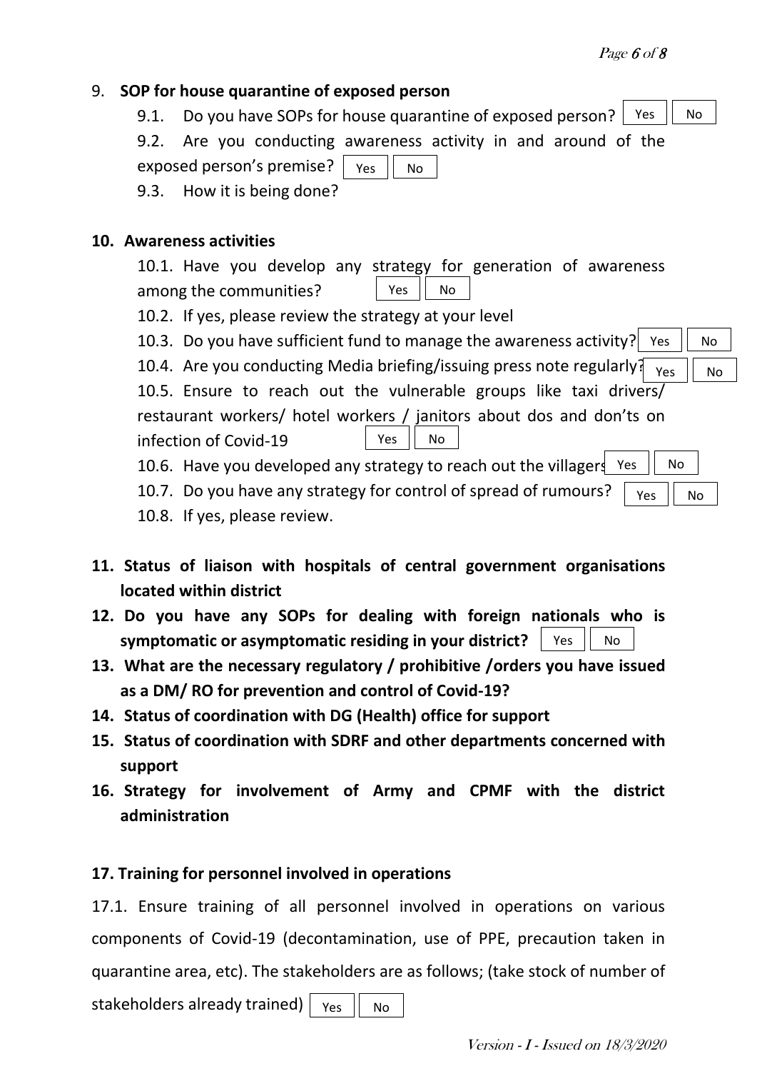9. **SOP for house quarantine of exposed person**

   9.1. Do you have SOPs for house quarantine of exposed person? Yes | No

   9.2. Are you conducting awareness activity in and around of the exposed person's premise? Yes | No

   9.3. How it is being done?

**10. Awareness activities**

   10.1. Have you develop any strategy for generation of awareness among the communities? Yes | No

   10.2. If yes, please review the strategy at your level

   10.3. Do you have sufficient fund to manage the awareness activity? Yes | No

   10.4. Are you conducting Media briefing/issuing press note regularly? Yes | No

   10.5. Ensure to reach out the vulnerable groups like taxi drivers/ restaurant workers/ hotel workers / janitors about dos and don'ts on infection of Covid-19 Yes | No

   10.6. Have you developed any strategy to reach out the villagers Yes | No

   10.7. Do you have any strategy for control of spread of rumours? Yes | No

   10.8. If yes, please review.

**11. Status of liaison with hospitals of central government organisations located within district**

**12. Do you have any SOPs for dealing with foreign nationals who is symptomatic or asymptomatic residing in your district?** Yes | No

**13. What are the necessary regulatory / prohibitive /orders you have issued as a DM/ RO for prevention and control of Covid-19?**

**14. Status of coordination with DG (Health) office for support**

**15. Status of coordination with SDRF and other departments concerned with support**

**16. Strategy for involvement of Army and CPMF with the district administration**

**17. Training for personnel involved in operations**

17.1. Ensure training of all personnel involved in operations on various components of Covid-19 (decontamination, use of PPE, precaution taken in quarantine area, etc). The stakeholders are as follows; (take stock of number of stakeholders already trained) Yes | No

*Version - I - Issued on 18/3/2020*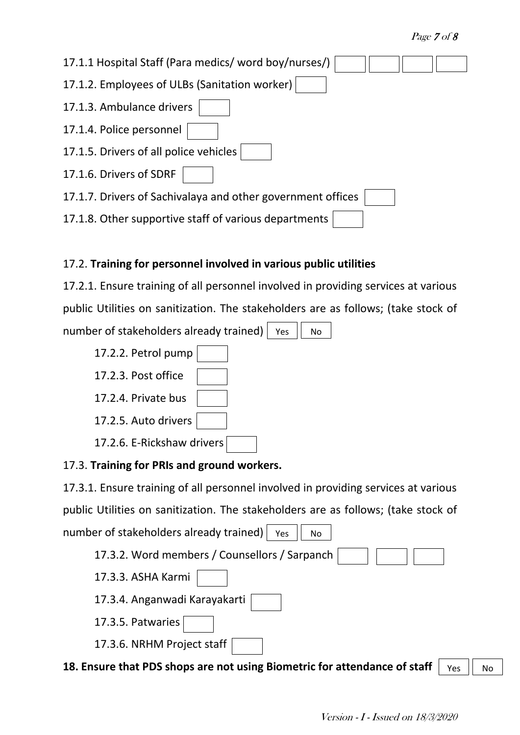17.1.1 Hospital Staff (Para medics/ word boy/nurses/) ☐ ☐ ☐ ☐

17.1.2. Employees of ULBs (Sanitation worker) ☐

17.1.3. Ambulance drivers ☐

17.1.4. Police personnel ☐

17.1.5. Drivers of all police vehicles ☐

17.1.6. Drivers of SDRF ☐

17.1.7. Drivers of Sachivalaya and other government offices ☐

17.1.8. Other supportive staff of various departments ☐

17.2. **Training for personnel involved in various public utilities**

17.2.1. Ensure training of all personnel involved in providing services at various public Utilities on sanitization. The stakeholders are as follows; (take stock of number of stakeholders already trained) Yes ☐ No ☐

- 17.2.2. Petrol pump ☐
- 17.2.3. Post office ☐
- 17.2.4. Private bus ☐
- 17.2.5. Auto drivers ☐
- 17.2.6. E-Rickshaw drivers ☐

17.3. **Training for PRIs and ground workers.**

17.3.1. Ensure training of all personnel involved in providing services at various public Utilities on sanitization. The stakeholders are as follows; (take stock of number of stakeholders already trained) Yes ☐ No ☐

- 17.3.2. Word members / Counsellors / Sarpanch ☐ ☐ ☐
- 17.3.3. ASHA Karmi ☐
- 17.3.4. Anganwadi Karayakarti ☐
- 17.3.5. Patwaries ☐
- 17.3.6. NRHM Project staff ☐

**18. Ensure that PDS shops are not using Biometric for attendance of staff** Yes ☐ No ☐

Version - I - Issued on 18/3/2020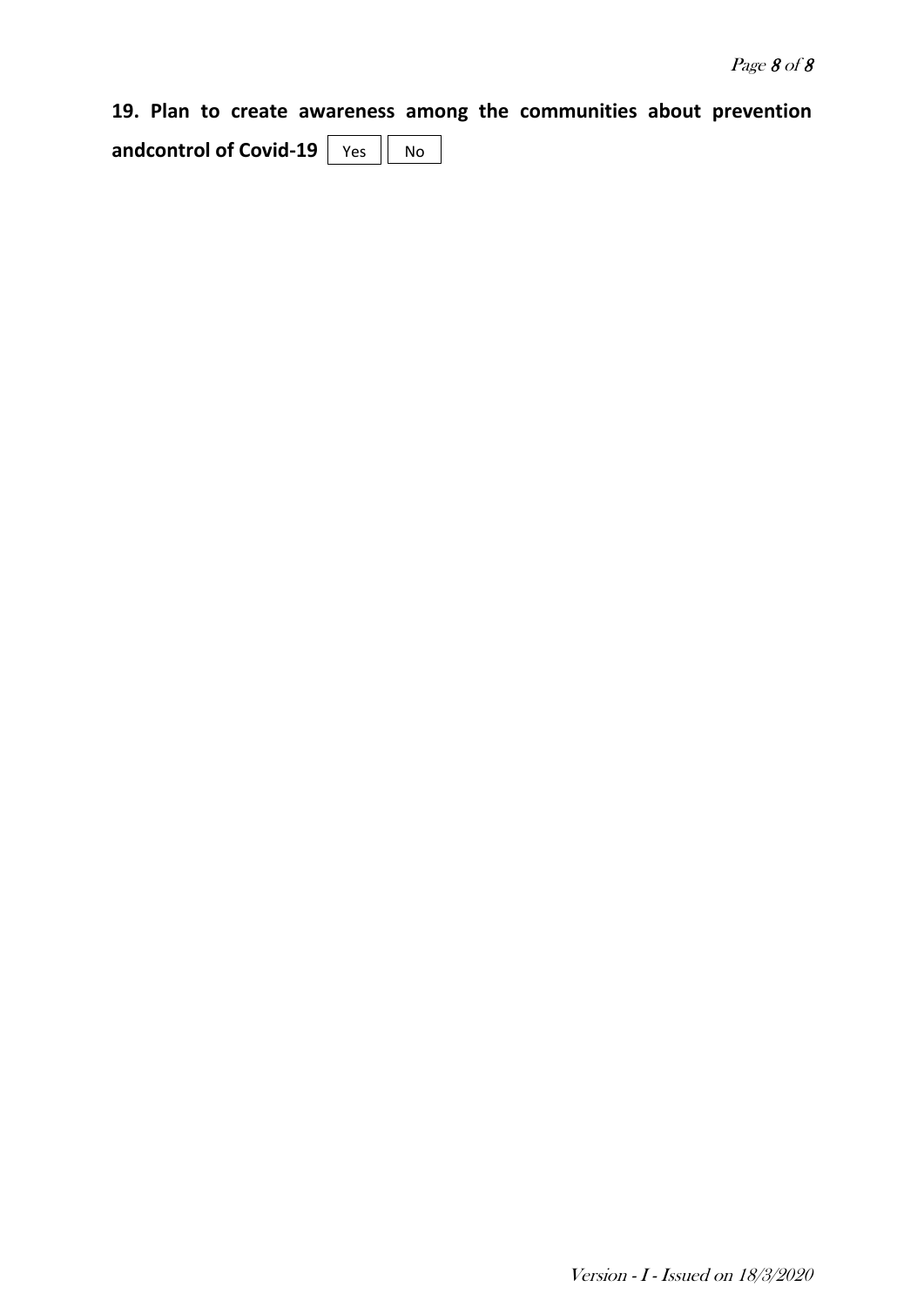**19. Plan to create awareness among the communities about prevention andcontrol of Covid-19** | Yes | No |